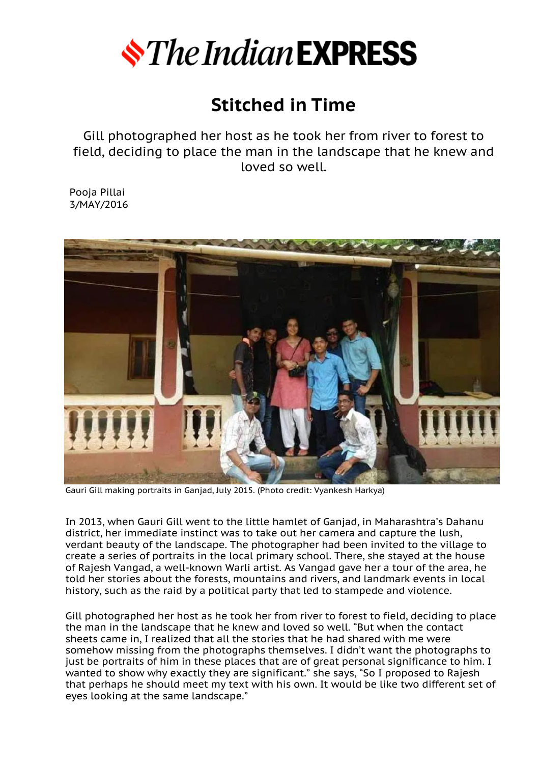The Indian EXPRESS

# Stitched in Time

Gill photographed her host as he took her from river to forest to field, deciding to place the man in the landscape that he knew and loved so well.

Pooja Pillai
3/MAY/2016

Gauri Gill making portraits in Ganjad, July 2015. (Photo credit: Vyankesh Harkya)

In 2013, when Gauri Gill went to the little hamlet of Ganjad, in Maharashtra's Dahanu district, her immediate instinct was to take out her camera and capture the lush, verdant beauty of the landscape. The photographer had been invited to the village to create a series of portraits in the local primary school. There, she stayed at the house of Rajesh Vangad, a well-known Warli artist. As Vangad gave her a tour of the area, he told her stories about the forests, mountains and rivers, and landmark events in local history, such as the raid by a political party that led to stampede and violence.

Gill photographed her host as he took her from river to forest to field, deciding to place the man in the landscape that he knew and loved so well. "But when the contact sheets came in, I realized that all the stories that he had shared with me were somehow missing from the photographs themselves. I didn't want the photographs to just be portraits of him in these places that are of great personal significance to him. I wanted to show why exactly they are significant." she says, "So I proposed to Rajesh that perhaps he should meet my text with his own. It would be like two different set of eyes looking at the same landscape."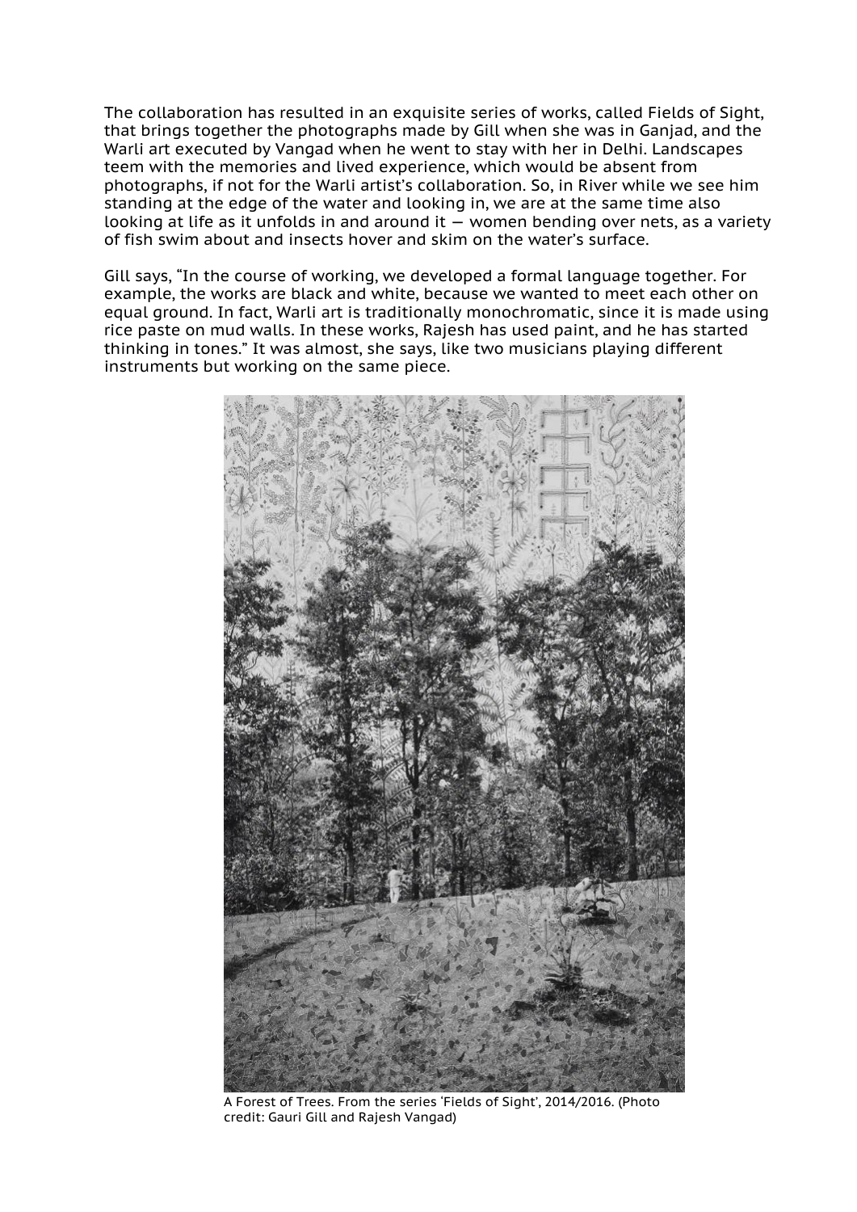The collaboration has resulted in an exquisite series of works, called Fields of Sight, that brings together the photographs made by Gill when she was in Ganjad, and the Warli art executed by Vangad when he went to stay with her in Delhi. Landscapes teem with the memories and lived experience, which would be absent from photographs, if not for the Warli artist's collaboration. So, in River while we see him standing at the edge of the water and looking in, we are at the same time also looking at life as it unfolds in and around it — women bending over nets, as a variety of fish swim about and insects hover and skim on the water's surface.

Gill says, "In the course of working, we developed a formal language together. For example, the works are black and white, because we wanted to meet each other on equal ground. In fact, Warli art is traditionally monochromatic, since it is made using rice paste on mud walls. In these works, Rajesh has used paint, and he has started thinking in tones." It was almost, she says, like two musicians playing different instruments but working on the same piece.

A Forest of Trees. From the series 'Fields of Sight', 2014/2016. (Photo credit: Gauri Gill and Rajesh Vangad)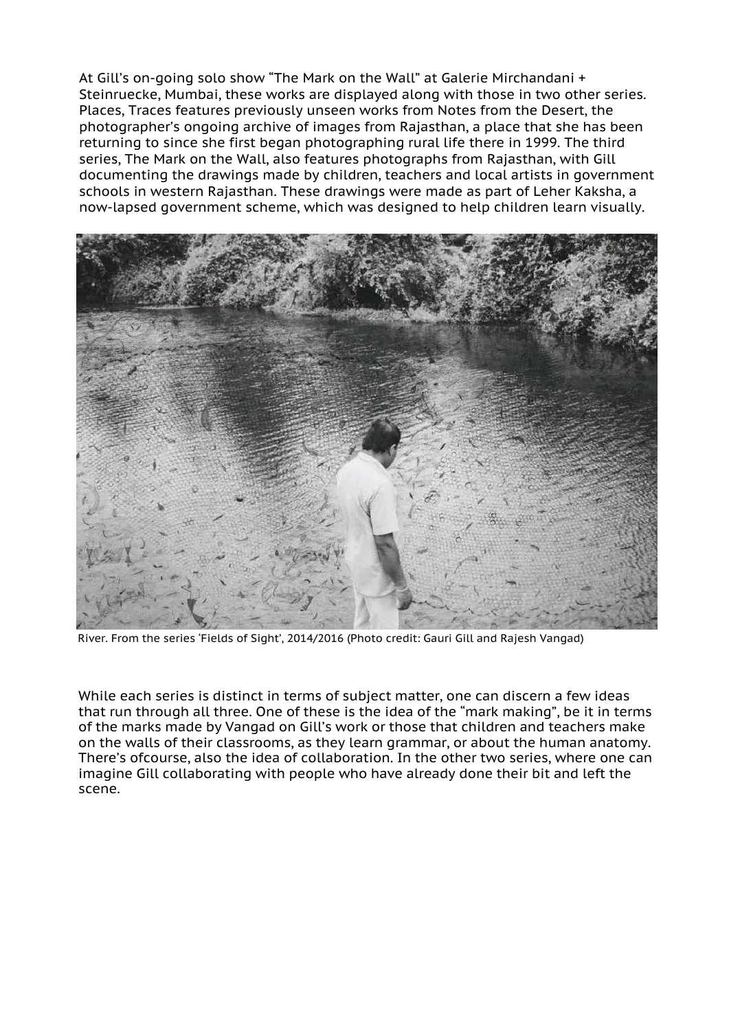At Gill's on-going solo show "The Mark on the Wall" at Galerie Mirchandani + Steinruecke, Mumbai, these works are displayed along with those in two other series. Places, Traces features previously unseen works from Notes from the Desert, the photographer's ongoing archive of images from Rajasthan, a place that she has been returning to since she first began photographing rural life there in 1999. The third series, The Mark on the Wall, also features photographs from Rajasthan, with Gill documenting the drawings made by children, teachers and local artists in government schools in western Rajasthan. These drawings were made as part of Leher Kaksha, a now-lapsed government scheme, which was designed to help children learn visually.

River. From the series 'Fields of Sight', 2014/2016 (Photo credit: Gauri Gill and Rajesh Vangad)

While each series is distinct in terms of subject matter, one can discern a few ideas that run through all three. One of these is the idea of the "mark making", be it in terms of the marks made by Vangad on Gill's work or those that children and teachers make on the walls of their classrooms, as they learn grammar, or about the human anatomy. There's ofcourse, also the idea of collaboration. In the other two series, where one can imagine Gill collaborating with people who have already done their bit and left the scene.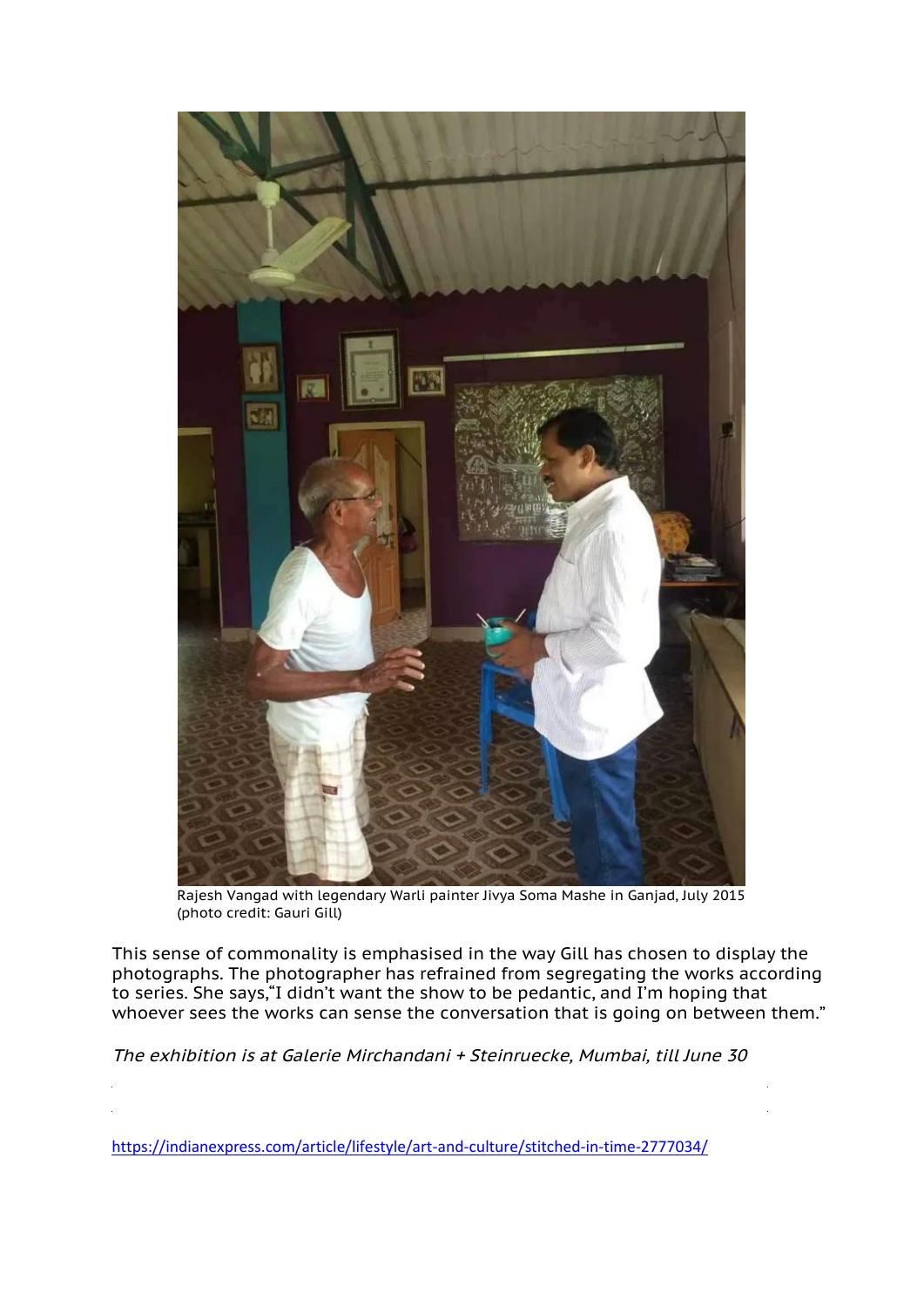Rajesh Vangad with legendary Warli painter Jivya Soma Mashe in Ganjad, July 2015 (photo credit: Gauri Gill)

This sense of commonality is emphasised in the way Gill has chosen to display the photographs. The photographer has refrained from segregating the works according to series. She says,"I didn't want the show to be pedantic, and I'm hoping that whoever sees the works can sense the conversation that is going on between them."

*The exhibition is at Galerie Mirchandani + Steinruecke, Mumbai, till June 30*

https://indianexpress.com/article/lifestyle/art-and-culture/stitched-in-time-2777034/